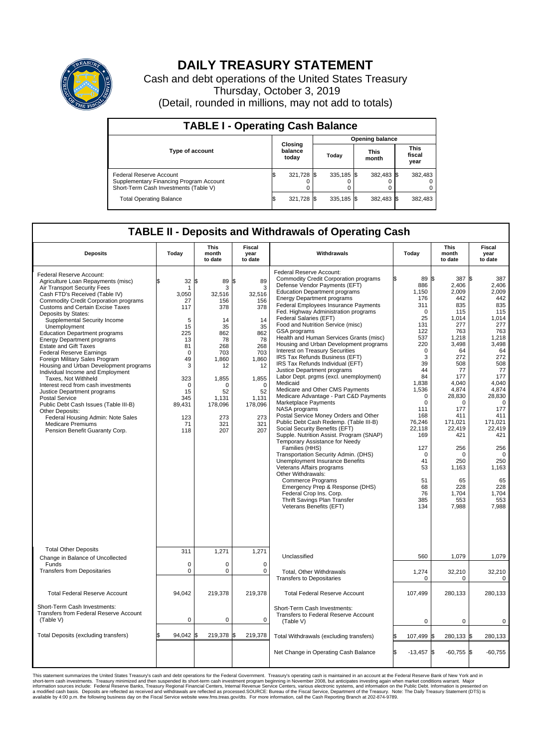# DAILY TREASURY STATEMENT

Cash and debt operations of the United States Treasury
Thursday, October 3, 2019
(Detail, rounded in millions, may not add to totals)

## TABLE I - Operating Cash Balance

| Type of account | Closing balance today | Opening balance Today | This month | This fiscal year |
|---|---|---|---|---|
| Federal Reserve Account | $ 321,728 | $ 335,185 | $ 382,483 | $ 382,483 |
| Supplementary Financing Program Account | 0 | 0 | 0 | 0 |
| Short-Term Cash Investments (Table V) | 0 | 0 | 0 | 0 |
| Total Operating Balance | $ 321,728 | $ 335,185 | $ 382,483 | $ 382,483 |

## TABLE II - Deposits and Withdrawals of Operating Cash

| Deposits | Today | This month to date | Fiscal year to date |
|---|---|---|---|
| Federal Reserve Account: | | | |
| Agriculture Loan Repayments (misc) | $ 32 | $ 89 | $ 89 |
| Air Transport Security Fees | 1 | 3 | 3 |
| Cash FTD's Received (Table IV) | 3,050 | 32,516 | 32,516 |
| Commodity Credit Corporation programs | 27 | 156 | 156 |
| Customs and Certain Excise Taxes | 117 | 378 | 378 |
| Deposits by States: | | | |
| Supplemental Security Income | 5 | 14 | 14 |
| Unemployment | 15 | 35 | 35 |
| Education Department programs | 225 | 862 | 862 |
| Energy Department programs | 13 | 78 | 78 |
| Estate and Gift Taxes | 81 | 268 | 268 |
| Federal Reserve Earnings | 0 | 703 | 703 |
| Foreign Military Sales Program | 49 | 1,860 | 1,860 |
| Housing and Urban Development programs | 3 | 12 | 12 |
| Individual Income and Employment Taxes, Not Withheld | 323 | 1,855 | 1,855 |
| Interest recd from cash investments | 0 | 0 | 0 |
| Justice Department programs | 15 | 52 | 52 |
| Postal Service | 345 | 1,131 | 1,131 |
| Public Debt Cash Issues (Table III-B) | 89,431 | 178,096 | 178,096 |
| Other Deposits: | | | |
| Federal Housing Admin: Note Sales | 123 | 273 | 273 |
| Medicare Premiums | 71 | 321 | 321 |
| Pension Benefit Guaranty Corp. | 118 | 207 | 207 |
| Total Other Deposits | 311 | 1,271 | 1,271 |
| Change in Balance of Uncollected Funds | 0 | 0 | 0 |
| Transfers from Depositaries | 0 | 0 | 0 |
| Total Federal Reserve Account | 94,042 | 219,378 | 219,378 |
| Short-Term Cash Investments: Transfers from Federal Reserve Account (Table V) | 0 | 0 | 0 |
| Total Deposits (excluding transfers) | $ 94,042 | $ 219,378 | $ 219,378 |

| Withdrawals | Today | This month to date | Fiscal year to date |
|---|---|---|---|
| Federal Reserve Account: | | | |
| Commodity Credit Corporation programs | $ 89 | $ 387 | $ 387 |
| Defense Vendor Payments (EFT) | 886 | 2,406 | 2,406 |
| Education Department programs | 1,150 | 2,009 | 2,009 |
| Energy Department programs | 176 | 442 | 442 |
| Federal Employees Insurance Payments | 311 | 835 | 835 |
| Fed. Highway Administration programs | 0 | 115 | 115 |
| Federal Salaries (EFT) | 25 | 1,014 | 1,014 |
| Food and Nutrition Service (misc) | 131 | 277 | 277 |
| GSA programs | 122 | 763 | 763 |
| Health and Human Services Grants (misc) | 537 | 1,218 | 1,218 |
| Housing and Urban Development programs | 220 | 3,498 | 3,498 |
| Interest on Treasury Securities | 0 | 64 | 64 |
| IRS Tax Refunds Business (EFT) | 3 | 272 | 272 |
| IRS Tax Refunds Individual (EFT) | 39 | 508 | 508 |
| Justice Department programs | 44 | 77 | 77 |
| Labor Dept. prgms (excl. unemployment) | 84 | 177 | 177 |
| Medicaid | 1,838 | 4,040 | 4,040 |
| Medicare and Other CMS Payments | 1,536 | 4,874 | 4,874 |
| Medicare Advantage - Part C&D Payments | 0 | 28,830 | 28,830 |
| Marketplace Payments | 0 | 0 | 0 |
| NASA programs | 111 | 177 | 177 |
| Postal Service Money Orders and Other | 168 | 411 | 411 |
| Public Debt Cash Redemp. (Table III-B) | 76,246 | 171,021 | 171,021 |
| Social Security Benefits (EFT) | 22,118 | 22,419 | 22,419 |
| Supple. Nutrition Assist. Program (SNAP) | 169 | 421 | 421 |
| Temporary Assistance for Needy Families (HHS) | 127 | 256 | 256 |
| Transportation Security Admin. (DHS) | 0 | 0 | 0 |
| Unemployment Insurance Benefits | 41 | 250 | 250 |
| Veterans Affairs programs | 53 | 1,163 | 1,163 |
| Other Withdrawals: | | | |
| Commerce Programs | 51 | 65 | 65 |
| Emergency Prep & Response (DHS) | 68 | 228 | 228 |
| Federal Crop Ins. Corp. | 76 | 1,704 | 1,704 |
| Thrift Savings Plan Transfer | 385 | 553 | 553 |
| Veterans Benefits (EFT) | 134 | 7,988 | 7,988 |
| Unclassified | 560 | 1,079 | 1,079 |
| Total, Other Withdrawals | 1,274 | 32,210 | 32,210 |
| Transfers to Depositaries | 0 | 0 | 0 |
| Total Federal Reserve Account | 107,499 | 280,133 | 280,133 |
| Short-Term Cash Investments: Transfers to Federal Reserve Account (Table V) | 0 | 0 | 0 |
| Total Withdrawals (excluding transfers) | $ 107,499 | $ 280,133 | $ 280,133 |
| Net Change in Operating Cash Balance | $ -13,457 | $ -60,755 | $ -60,755 |

This statement summarizes the United States Treasury's cash and debt operations for the Federal Government. Treasury's operating cash is maintained in an account at the Federal Reserve Bank of New York and in short-term cash investments. Treasury minimized and then suspended its short-term cash investment program beginning in November 2008, but anticipates investing again when market conditions warrant. Major information sources include: Federal Reserve Banks, Treasury Regional Financial Centers, Internal Revenue Service Centers, various electronic systems, and information on the Public Debt. Information is presented on a modified cash basis. Deposits are reflected as received and withdrawals are reflected as processed.SOURCE: Bureau of the Fiscal Service, Department of the Treasury. Note: The Daily Treasury Statement (DTS) is available by 4:00 p.m. the following business day on the Fiscal Service website www.fms.treas.gov/dts. For more information, call the Cash Reporting Branch at 202-874-9789.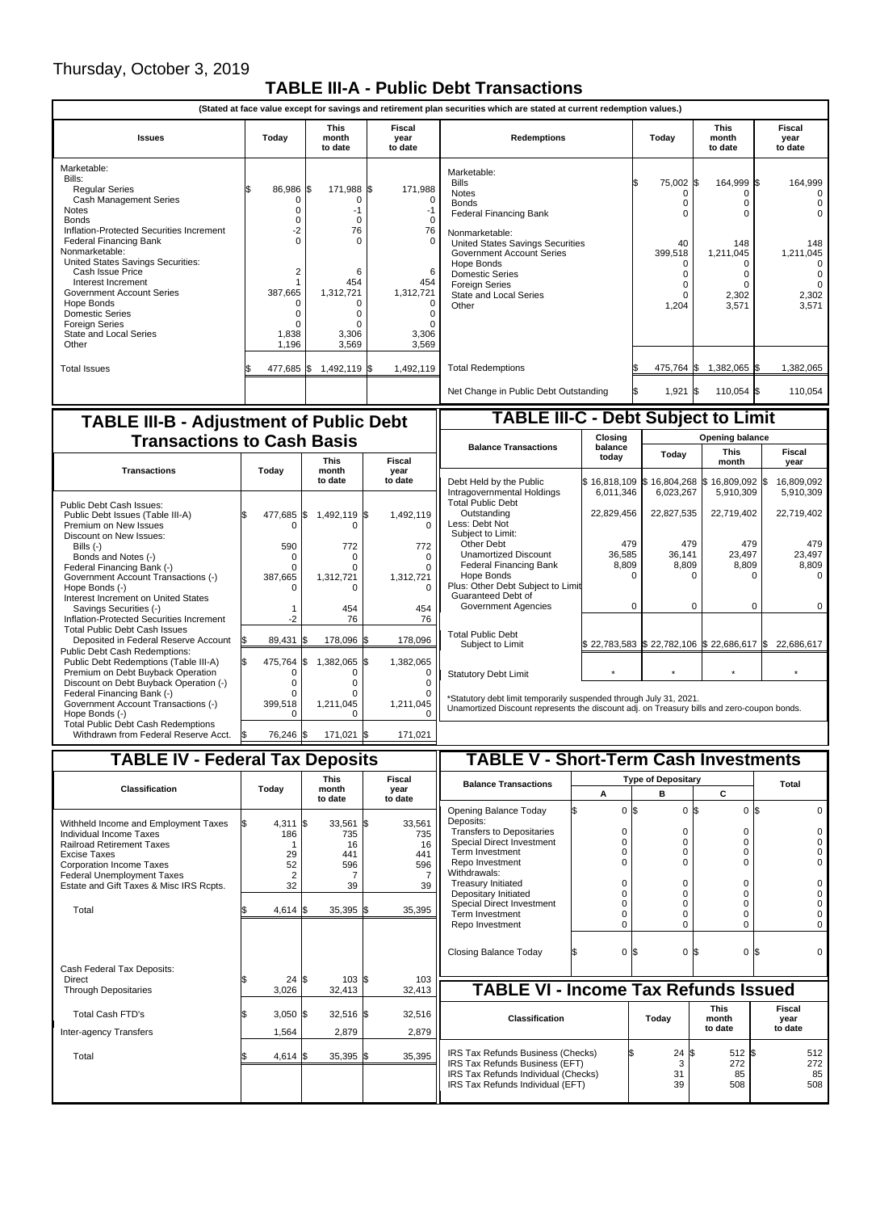Thursday, October 3, 2019

# TABLE III-A - Public Debt Transactions

(Stated at face value except for savings and retirement plan securities which are stated at current redemption values.)

| Issues | Today | This month to date | Fiscal year to date |
|---|---|---|---|
| Marketable: | | | |
| Bills: | | | |
| Regular Series | $ 86,986 | $ 171,988 | $ 171,988 |
| Cash Management Series | 0 | 0 | 0 |
| Notes | 0 | -1 | -1 |
| Bonds | 0 | 0 | 0 |
| Inflation-Protected Securities Increment | -2 | 76 | 76 |
| Federal Financing Bank | 0 | 0 | 0 |
| Nonmarketable: | | | |
| United States Savings Securities: | | | |
| Cash Issue Price | 2 | 6 | 6 |
| Interest Increment | 1 | 454 | 454 |
| Government Account Series | 387,665 | 1,312,721 | 1,312,721 |
| Hope Bonds | 0 | 0 | 0 |
| Domestic Series | 0 | 0 | 0 |
| Foreign Series | 0 | 0 | 0 |
| State and Local Series | 1,838 | 3,306 | 3,306 |
| Other | 1,196 | 3,569 | 3,569 |
| Total Issues | $ 477,685 | $ 1,492,119 | $ 1,492,119 |

| Redemptions | Today | This month to date | Fiscal year to date |
|---|---|---|---|
| Marketable: | | | |
| Bills | $ 75,002 | $ 164,999 | $ 164,999 |
| Notes | 0 | 0 | 0 |
| Bonds | 0 | 0 | 0 |
| Federal Financing Bank | 0 | 0 | 0 |
| Nonmarketable: | | | |
| United States Savings Securities | 40 | 148 | 148 |
| Government Account Series | 399,518 | 1,211,045 | 1,211,045 |
| Hope Bonds | 0 | 0 | 0 |
| Domestic Series | 0 | 0 | 0 |
| Foreign Series | 0 | 0 | 0 |
| State and Local Series | 0 | 2,302 | 2,302 |
| Other | 1,204 | 3,571 | 3,571 |
| Total Redemptions | $ 475,764 | $ 1,382,065 | $ 1,382,065 |
| Net Change in Public Debt Outstanding | $ 1,921 | $ 110,054 | $ 110,054 |

# TABLE III-B - Adjustment of Public Debt Transactions to Cash Basis

| Transactions | Today | This month to date | Fiscal year to date |
|---|---|---|---|
| Public Debt Cash Issues: | | | |
| Public Debt Issues (Table III-A) | $ 477,685 | $ 1,492,119 | $ 1,492,119 |
| Premium on New Issues | 0 | 0 | 0 |
| Discount on New Issues: | | | |
| Bills (-) | 590 | 772 | 772 |
| Bonds and Notes (-) | 0 | 0 | 0 |
| Federal Financing Bank (-) | 0 | 0 | 0 |
| Government Account Transactions (-) | 387,665 | 1,312,721 | 1,312,721 |
| Hope Bonds (-) | 0 | 0 | 0 |
| Interest Increment on United States Savings Securities (-) | 1 | 454 | 454 |
| Inflation-Protected Securities Increment | -2 | 76 | 76 |
| Total Public Debt Cash Issues Deposited in Federal Reserve Account | $ 89,431 | $ 178,096 | $ 178,096 |
| Public Debt Cash Redemptions: | | | |
| Public Debt Redemptions (Table III-A) | $ 475,764 | $ 1,382,065 | $ 1,382,065 |
| Premium on Debt Buyback Operation | 0 | 0 | 0 |
| Discount on Debt Buyback Operation (-) | 0 | 0 | 0 |
| Federal Financing Bank (-) | 0 | 0 | 0 |
| Government Account Transactions (-) | 399,518 | 1,211,045 | 1,211,045 |
| Hope Bonds (-) | 0 | 0 | 0 |
| Total Public Debt Cash Redemptions Withdrawn from Federal Reserve Acct. | $ 76,246 | $ 171,021 | $ 171,021 |

# TABLE III-C - Debt Subject to Limit

| Balance Transactions | Closing balance today | Opening balance Today | Opening balance This month | Opening balance Fiscal year |
|---|---|---|---|---|
| Debt Held by the Public | $ 16,818,109 | $ 16,804,268 | $ 16,809,092 | $ 16,809,092 |
| Intragovernmental Holdings | 6,011,346 | 6,023,267 | 5,910,309 | 5,910,309 |
| Total Public Debt Outstanding | 22,829,456 | 22,827,535 | 22,719,402 | 22,719,402 |
| Less: Debt Not Subject to Limit: | | | | |
| Other Debt | 479 | 479 | 479 | 479 |
| Unamortized Discount | 36,585 | 36,141 | 23,497 | 23,497 |
| Federal Financing Bank | 8,809 | 8,809 | 8,809 | 8,809 |
| Hope Bonds | 0 | 0 | 0 | 0 |
| Plus: Other Debt Subject to Limit | | | | |
| Guaranteed Debt of Government Agencies | 0 | 0 | 0 | 0 |
| Total Public Debt Subject to Limit | $ 22,783,583 | $ 22,782,106 | $ 22,686,617 | $ 22,686,617 |
| Statutory Debt Limit | * | * | * | * |

*Statutory debt limit temporarily suspended through July 31, 2021.
Unamortized Discount represents the discount adj. on Treasury bills and zero-coupon bonds.

# TABLE IV - Federal Tax Deposits

| Classification | Today | This month to date | Fiscal year to date |
|---|---|---|---|
| Withheld Income and Employment Taxes | $ 4,311 | $ 33,561 | $ 33,561 |
| Individual Income Taxes | 186 | 735 | 735 |
| Railroad Retirement Taxes | 1 | 16 | 16 |
| Excise Taxes | 29 | 441 | 441 |
| Corporation Income Taxes | 52 | 596 | 596 |
| Federal Unemployment Taxes | 2 | 7 | 7 |
| Estate and Gift Taxes & Misc IRS Rcpts. | 32 | 39 | 39 |
| Total | $ 4,614 | $ 35,395 | $ 35,395 |
| Cash Federal Tax Deposits: | | | |
| Direct | $ 24 | $ 103 | $ 103 |
| Through Depositaries | 3,026 | 32,413 | 32,413 |
| Total Cash FTD's | $ 3,050 | $ 32,516 | $ 32,516 |
| Inter-agency Transfers | 1,564 | 2,879 | 2,879 |
| Total | $ 4,614 | $ 35,395 | $ 35,395 |

# TABLE V - Short-Term Cash Investments

| Balance Transactions | Type of Depositary A | Type of Depositary B | Type of Depositary C | Total |
|---|---|---|---|---|
| Opening Balance Today | $ 0 | $ 0 | $ 0 | $ 0 |
| Deposits: | | | | |
| Transfers to Depositaries | 0 | 0 | 0 | 0 |
| Special Direct Investment | 0 | 0 | 0 | 0 |
| Term Investment | 0 | 0 | 0 | 0 |
| Repo Investment | 0 | 0 | 0 | 0 |
| Withdrawals: | | | | |
| Treasury Initiated | 0 | 0 | 0 | 0 |
| Depositary Initiated | 0 | 0 | 0 | 0 |
| Special Direct Investment | 0 | 0 | 0 | 0 |
| Term Investment | 0 | 0 | 0 | 0 |
| Repo Investment | 0 | 0 | 0 | 0 |
| Closing Balance Today | $ 0 | $ 0 | $ 0 | $ 0 |

# TABLE VI - Income Tax Refunds Issued

| Classification | Today | This month to date | Fiscal year to date |
|---|---|---|---|
| IRS Tax Refunds Business (Checks) | $ 24 | $ 512 | $ 512 |
| IRS Tax Refunds Business (EFT) | 3 | 272 | 272 |
| IRS Tax Refunds Individual (Checks) | 31 | 85 | 85 |
| IRS Tax Refunds Individual (EFT) | 39 | 508 | 508 |